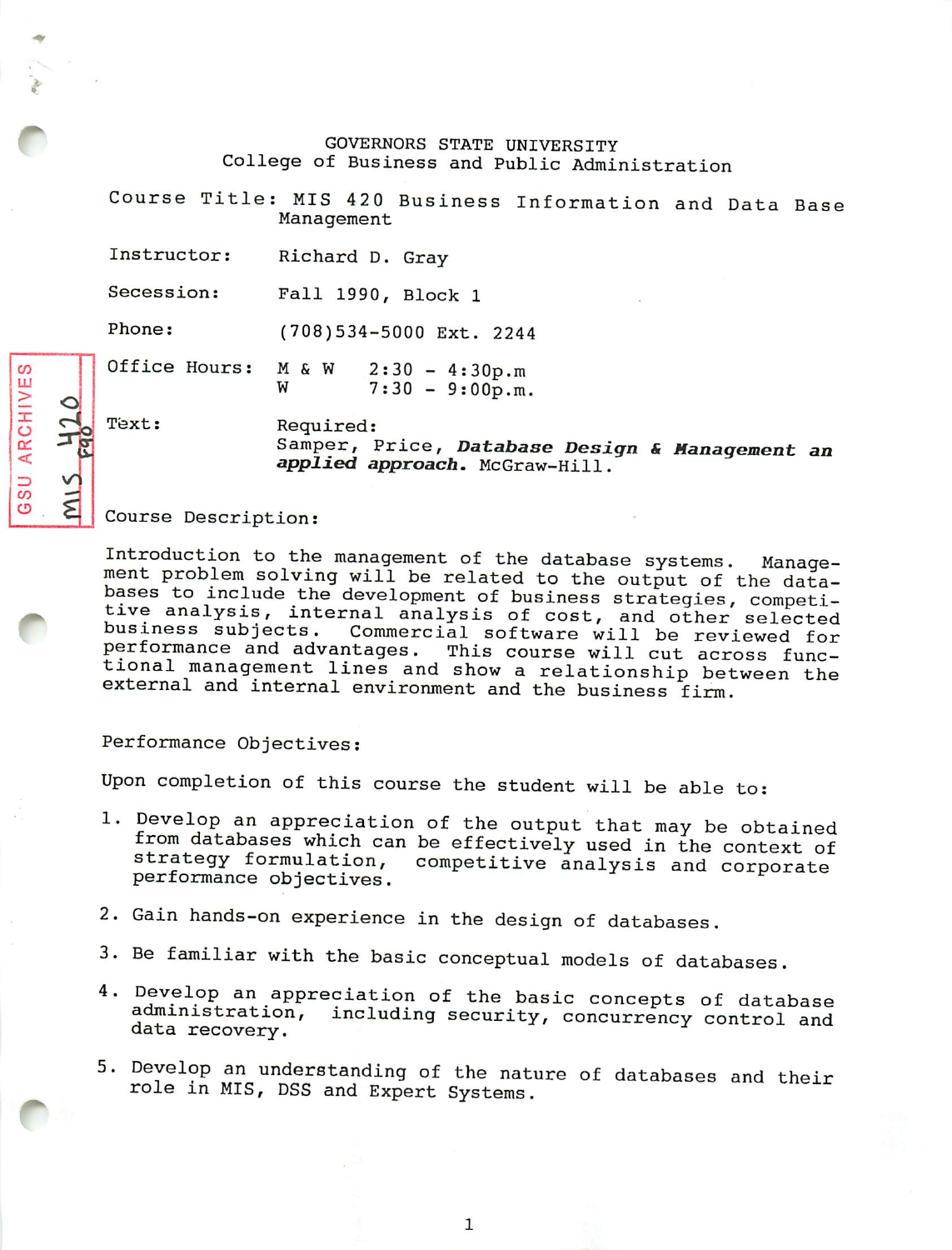GOVERNORS STATE UNIVERSITY
College of Business and Public Administration

**Course Title:** MIS 420 Business Information and Data Base Management

**Instructor:** Richard D. Gray

**Secession:** Fall 1990, Block 1

**Phone:** (708)534-5000 Ext. 2244

**Office Hours:** M & W 2:30 - 4:30p.m
W 7:30 - 9:00p.m.

**Text:** Required:
Samper, Price, ***Database Design & Management an applied approach.*** McGraw-Hill.

## Course Description:

Introduction to the management of the database systems. Management problem solving will be related to the output of the databases to include the development of business strategies, competitive analysis, internal analysis of cost, and other selected business subjects. Commercial software will be reviewed for performance and advantages. This course will cut across functional management lines and show a relationship between the external and internal environment and the business firm.

## Performance Objectives:

Upon completion of this course the student will be able to:

1. Develop an appreciation of the output that may be obtained from databases which can be effectively used in the context of strategy formulation, competitive analysis and corporate performance objectives.
2. Gain hands-on experience in the design of databases.
3. Be familiar with the basic conceptual models of databases.
4. Develop an appreciation of the basic concepts of database administration, including security, concurrency control and data recovery.
5. Develop an understanding of the nature of databases and their role in MIS, DSS and Expert Systems.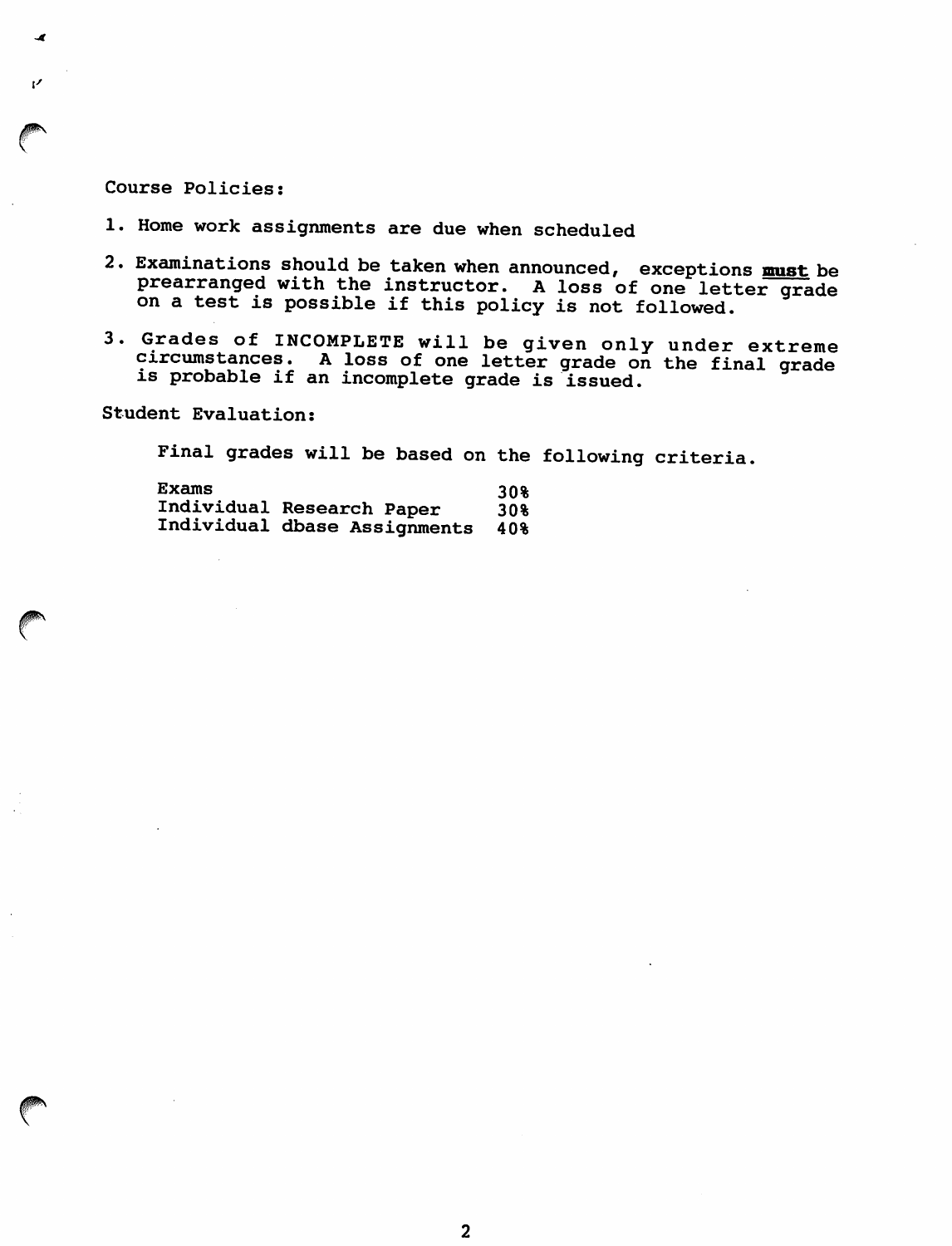Course Policies:

1. Home work assignments are due when scheduled
2. Examinations should be taken when announced, exceptions **must** be prearranged with the instructor. A loss of one letter grade on a test is possible if this policy is not followed.
3. Grades of INCOMPLETE will be given only under extreme circumstances. A loss of one letter grade on the final grade is probable if an incomplete grade is issued.

Student Evaluation:

Final grades will be based on the following criteria.

| | |
|---|---|
| Exams | 30% |
| Individual Research Paper | 30% |
| Individual dbase Assignments | 40% |